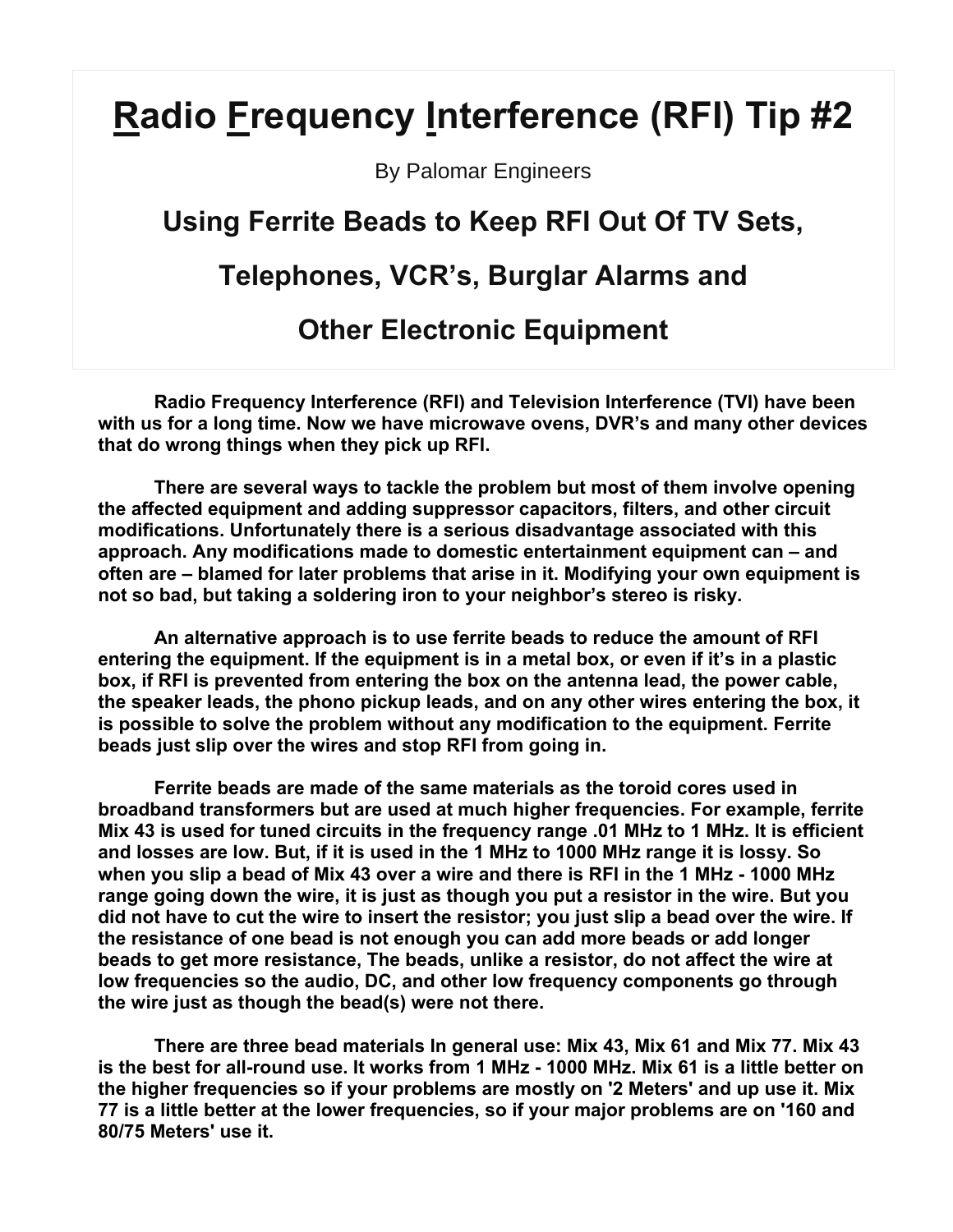# Radio Frequency Interference (RFI) Tip #2

By Palomar Engineers

## Using Ferrite Beads to Keep RFI Out Of TV Sets, Telephones, VCR's, Burglar Alarms and Other Electronic Equipment

**Radio Frequency Interference (RFI) and Television Interference (TVI) have been with us for a long time. Now we have microwave ovens, DVR's and many other devices that do wrong things when they pick up RFI.**

**There are several ways to tackle the problem but most of them involve opening the affected equipment and adding suppressor capacitors, filters, and other circuit modifications. Unfortunately there is a serious disadvantage associated with this approach. Any modifications made to domestic entertainment equipment can – and often are – blamed for later problems that arise in it. Modifying your own equipment is not so bad, but taking a soldering iron to your neighbor's stereo is risky.**

**An alternative approach is to use ferrite beads to reduce the amount of RFI entering the equipment. If the equipment is in a metal box, or even if it's in a plastic box, if RFI is prevented from entering the box on the antenna lead, the power cable, the speaker leads, the phono pickup leads, and on any other wires entering the box, it is possible to solve the problem without any modification to the equipment. Ferrite beads just slip over the wires and stop RFI from going in.**

**Ferrite beads are made of the same materials as the toroid cores used in broadband transformers but are used at much higher frequencies. For example, ferrite Mix 43 is used for tuned circuits in the frequency range .01 MHz to 1 MHz. It is efficient and losses are low. But, if it is used in the 1 MHz to 1000 MHz range it is lossy. So when you slip a bead of Mix 43 over a wire and there is RFI in the 1 MHz - 1000 MHz range going down the wire, it is just as though you put a resistor in the wire. But you did not have to cut the wire to insert the resistor; you just slip a bead over the wire. If the resistance of one bead is not enough you can add more beads or add longer beads to get more resistance, The beads, unlike a resistor, do not affect the wire at low frequencies so the audio, DC, and other low frequency components go through the wire just as though the bead(s) were not there.**

**There are three bead materials In general use: Mix 43, Mix 61 and Mix 77. Mix 43 is the best for all-round use. It works from 1 MHz - 1000 MHz. Mix 61 is a little better on the higher frequencies so if your problems are mostly on '2 Meters' and up use it. Mix 77 is a little better at the lower frequencies, so if your major problems are on '160 and 80/75 Meters' use it.**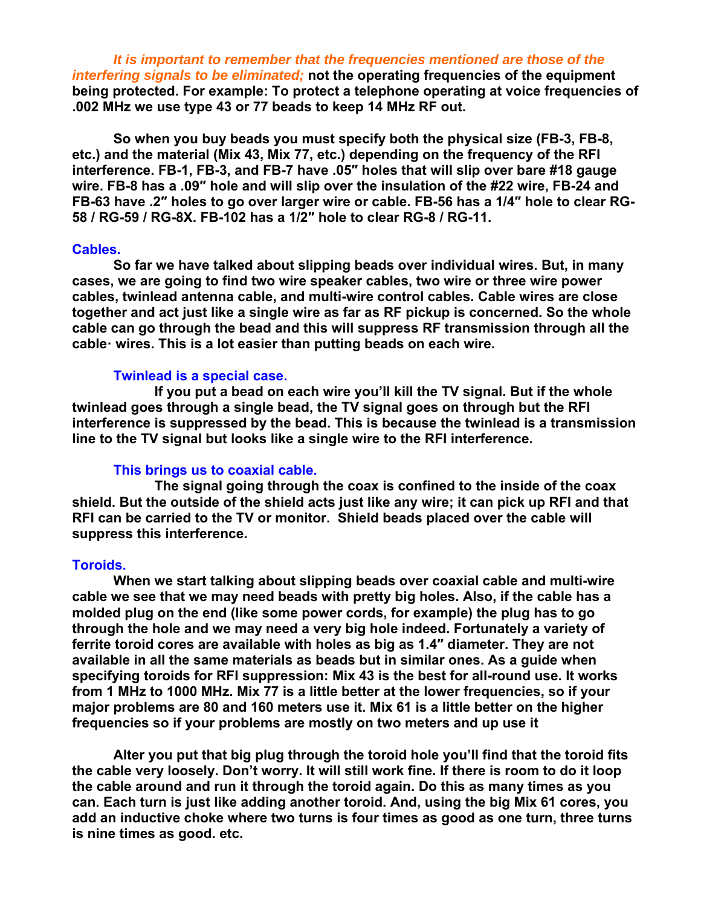*It is important to remember that the frequencies mentioned are those of the interfering signals to be eliminated;* **not the operating frequencies of the equipment being protected. For example: To protect a telephone operating at voice frequencies of .002 MHz we use type 43 or 77 beads to keep 14 MHz RF out.**

**So when you buy beads you must specify both the physical size (FB-3, FB-8, etc.) and the material (Mix 43, Mix 77, etc.) depending on the frequency of the RFI interference. FB-1, FB-3, and FB-7 have .05″ holes that will slip over bare #18 gauge wire. FB-8 has a .09″ hole and will slip over the insulation of the #22 wire, FB-24 and FB-63 have .2″ holes to go over larger wire or cable. FB-56 has a 1/4″ hole to clear RG-58 / RG-59 / RG-8X. FB-102 has a 1/2″ hole to clear RG-8 / RG-11.**

### Cables.

**So far we have talked about slipping beads over individual wires. But, in many cases, we are going to find two wire speaker cables, two wire or three wire power cables, twinlead antenna cable, and multi-wire control cables. Cable wires are close together and act just like a single wire as far as RF pickup is concerned. So the whole cable can go through the bead and this will suppress RF transmission through all the cable· wires. This is a lot easier than putting beads on each wire.**

#### Twinlead is a special case.

**If you put a bead on each wire you'll kill the TV signal. But if the whole twinlead goes through a single bead, the TV signal goes on through but the RFI interference is suppressed by the bead. This is because the twinlead is a transmission line to the TV signal but looks like a single wire to the RFI interference.**

#### This brings us to coaxial cable.

**The signal going through the coax is confined to the inside of the coax shield. But the outside of the shield acts just like any wire; it can pick up RFI and that RFI can be carried to the TV or monitor. Shield beads placed over the cable will suppress this interference.**

### Toroids.

**When we start talking about slipping beads over coaxial cable and multi-wire cable we see that we may need beads with pretty big holes. Also, if the cable has a molded plug on the end (like some power cords, for example) the plug has to go through the hole and we may need a very big hole indeed. Fortunately a variety of ferrite toroid cores are available with holes as big as 1.4″ diameter. They are not available in all the same materials as beads but in similar ones. As a guide when specifying toroids for RFI suppression: Mix 43 is the best for all-round use. It works from 1 MHz to 1000 MHz. Mix 77 is a little better at the lower frequencies, so if your major problems are 80 and 160 meters use it. Mix 61 is a little better on the higher frequencies so if your problems are mostly on two meters and up use it**

**Alter you put that big plug through the toroid hole you'll find that the toroid fits the cable very loosely. Don't worry. It will still work fine. If there is room to do it loop the cable around and run it through the toroid again. Do this as many times as you can. Each turn is just like adding another toroid. And, using the big Mix 61 cores, you add an inductive choke where two turns is four times as good as one turn, three turns is nine times as good. etc.**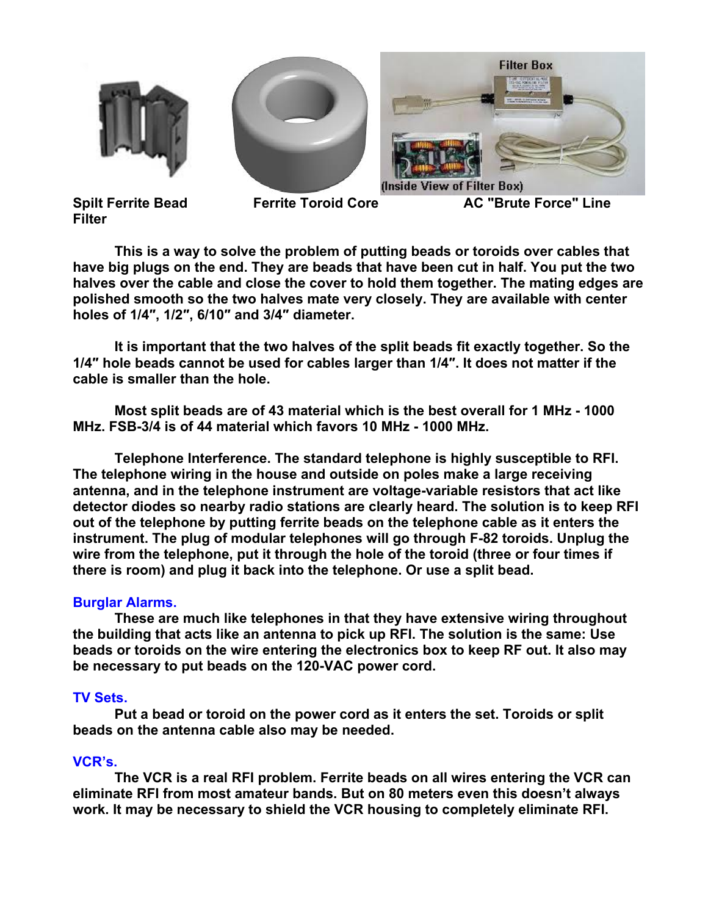Spilt Ferrite Bead Filter

Ferrite Toroid Core

AC "Brute Force" Line

**This is a way to solve the problem of putting beads or toroids over cables that have big plugs on the end. They are beads that have been cut in half. You put the two halves over the cable and close the cover to hold them together. The mating edges are polished smooth so the two halves mate very closely. They are available with center holes of 1/4″, 1/2″, 6/10″ and 3/4″ diameter.**

**It is important that the two halves of the split beads fit exactly together. So the 1/4″ hole beads cannot be used for cables larger than 1/4″. It does not matter if the cable is smaller than the hole.**

**Most split beads are of 43 material which is the best overall for 1 MHz - 1000 MHz. FSB-3/4 is of 44 material which favors 10 MHz - 1000 MHz.**

**Telephone Interference. The standard telephone is highly susceptible to RFI. The telephone wiring in the house and outside on poles make a large receiving antenna, and in the telephone instrument are voltage-variable resistors that act like detector diodes so nearby radio stations are clearly heard. The solution is to keep RFI out of the telephone by putting ferrite beads on the telephone cable as it enters the instrument. The plug of modular telephones will go through F-82 toroids. Unplug the wire from the telephone, put it through the hole of the toroid (three or four times if there is room) and plug it back into the telephone. Or use a split bead.**

### Burglar Alarms.

**These are much like telephones in that they have extensive wiring throughout the building that acts like an antenna to pick up RFI. The solution is the same: Use beads or toroids on the wire entering the electronics box to keep RF out. It also may be necessary to put beads on the 120-VAC power cord.**

### TV Sets.

**Put a bead or toroid on the power cord as it enters the set. Toroids or split beads on the antenna cable also may be needed.**

### VCR's.

**The VCR is a real RFI problem. Ferrite beads on all wires entering the VCR can eliminate RFI from most amateur bands. But on 80 meters even this doesn't always work. It may be necessary to shield the VCR housing to completely eliminate RFI.**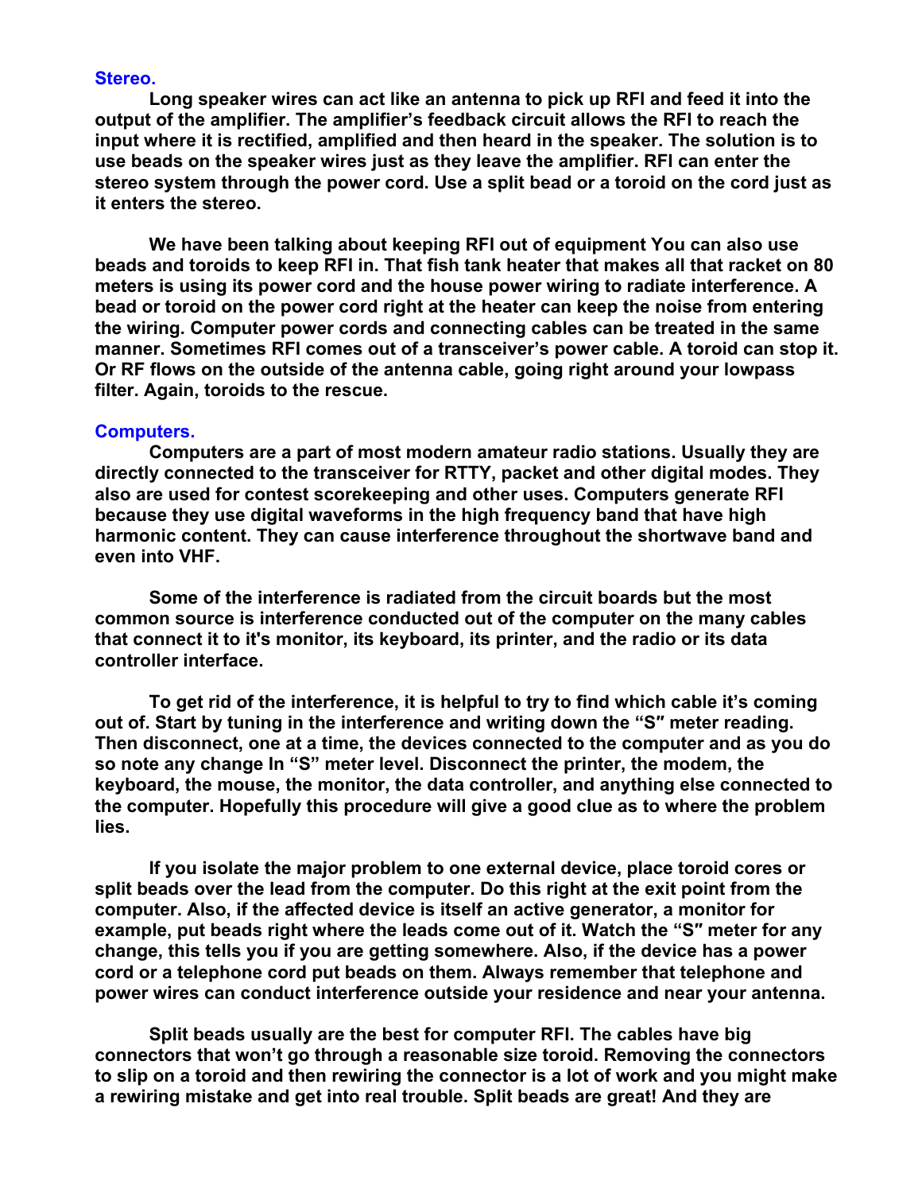### Stereo.

**Long speaker wires can act like an antenna to pick up RFI and feed it into the output of the amplifier. The amplifier's feedback circuit allows the RFI to reach the input where it is rectified, amplified and then heard in the speaker. The solution is to use beads on the speaker wires just as they leave the amplifier. RFI can enter the stereo system through the power cord. Use a split bead or a toroid on the cord just as it enters the stereo.**

**We have been talking about keeping RFI out of equipment You can also use beads and toroids to keep RFI in. That fish tank heater that makes all that racket on 80 meters is using its power cord and the house power wiring to radiate interference. A bead or toroid on the power cord right at the heater can keep the noise from entering the wiring. Computer power cords and connecting cables can be treated in the same manner. Sometimes RFI comes out of a transceiver's power cable. A toroid can stop it. Or RF flows on the outside of the antenna cable, going right around your lowpass filter. Again, toroids to the rescue.**

### Computers.

**Computers are a part of most modern amateur radio stations. Usually they are directly connected to the transceiver for RTTY, packet and other digital modes. They also are used for contest scorekeeping and other uses. Computers generate RFI because they use digital waveforms in the high frequency band that have high harmonic content. They can cause interference throughout the shortwave band and even into VHF.**

**Some of the interference is radiated from the circuit boards but the most common source is interference conducted out of the computer on the many cables that connect it to it's monitor, its keyboard, its printer, and the radio or its data controller interface.**

**To get rid of the interference, it is helpful to try to find which cable it's coming out of. Start by tuning in the interference and writing down the "S" meter reading. Then disconnect, one at a time, the devices connected to the computer and as you do so note any change In "S" meter level. Disconnect the printer, the modem, the keyboard, the mouse, the monitor, the data controller, and anything else connected to the computer. Hopefully this procedure will give a good clue as to where the problem lies.**

**If you isolate the major problem to one external device, place toroid cores or split beads over the lead from the computer. Do this right at the exit point from the computer. Also, if the affected device is itself an active generator, a monitor for example, put beads right where the leads come out of it. Watch the "S" meter for any change, this tells you if you are getting somewhere. Also, if the device has a power cord or a telephone cord put beads on them. Always remember that telephone and power wires can conduct interference outside your residence and near your antenna.**

**Split beads usually are the best for computer RFI. The cables have big connectors that won't go through a reasonable size toroid. Removing the connectors to slip on a toroid and then rewiring the connector is a lot of work and you might make a rewiring mistake and get into real trouble. Split beads are great! And they are**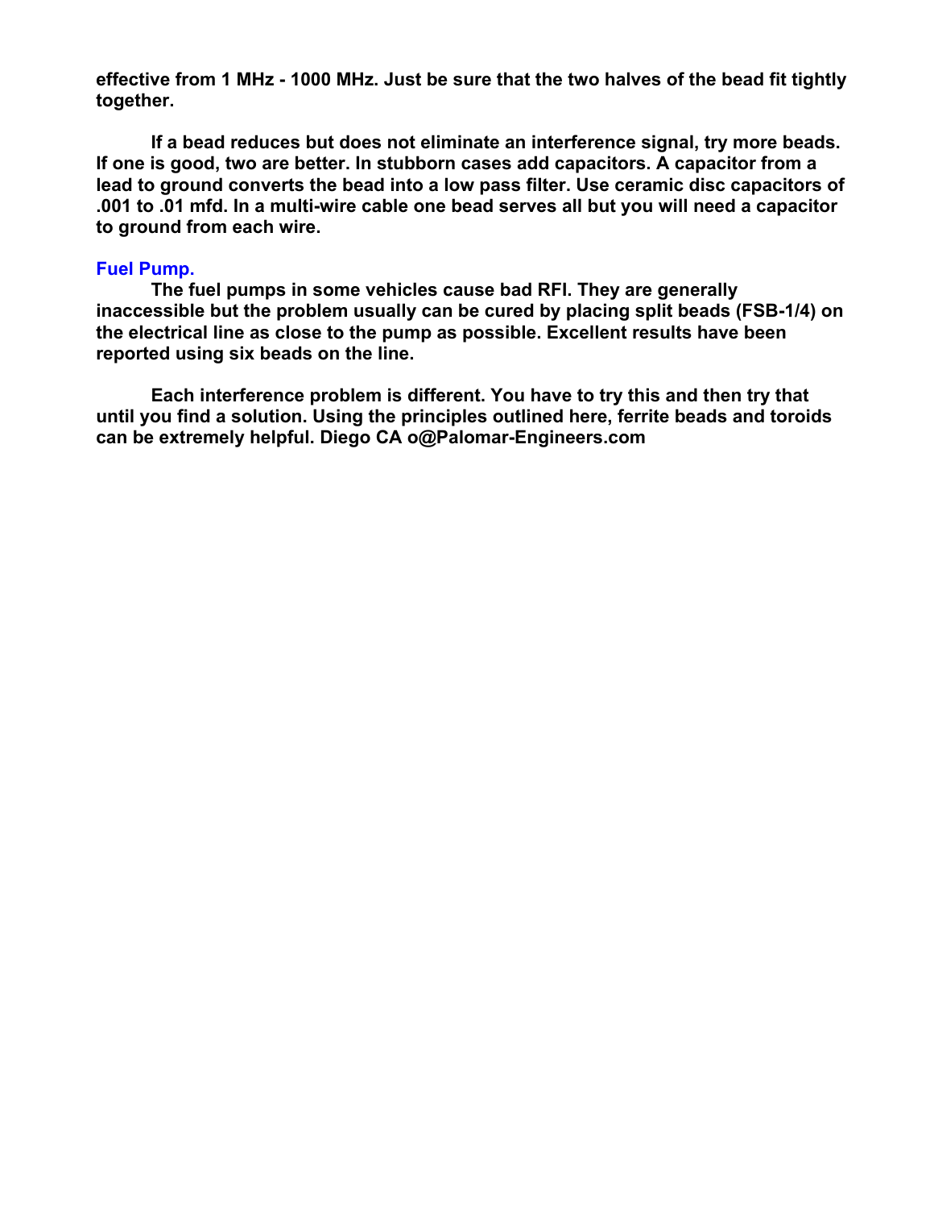**effective from 1 MHz - 1000 MHz. Just be sure that the two halves of the bead fit tightly together.**

**If a bead reduces but does not eliminate an interference signal, try more beads. If one is good, two are better. In stubborn cases add capacitors. A capacitor from a lead to ground converts the bead into a low pass filter. Use ceramic disc capacitors of .001 to .01 mfd. In a multi-wire cable one bead serves all but you will need a capacitor to ground from each wire.**

### Fuel Pump.

**The fuel pumps in some vehicles cause bad RFI. They are generally inaccessible but the problem usually can be cured by placing split beads (FSB-1/4) on the electrical line as close to the pump as possible. Excellent results have been reported using six beads on the line.**

**Each interference problem is different. You have to try this and then try that until you find a solution. Using the principles outlined here, ferrite beads and toroids can be extremely helpful. Diego CA o@Palomar-Engineers.com**